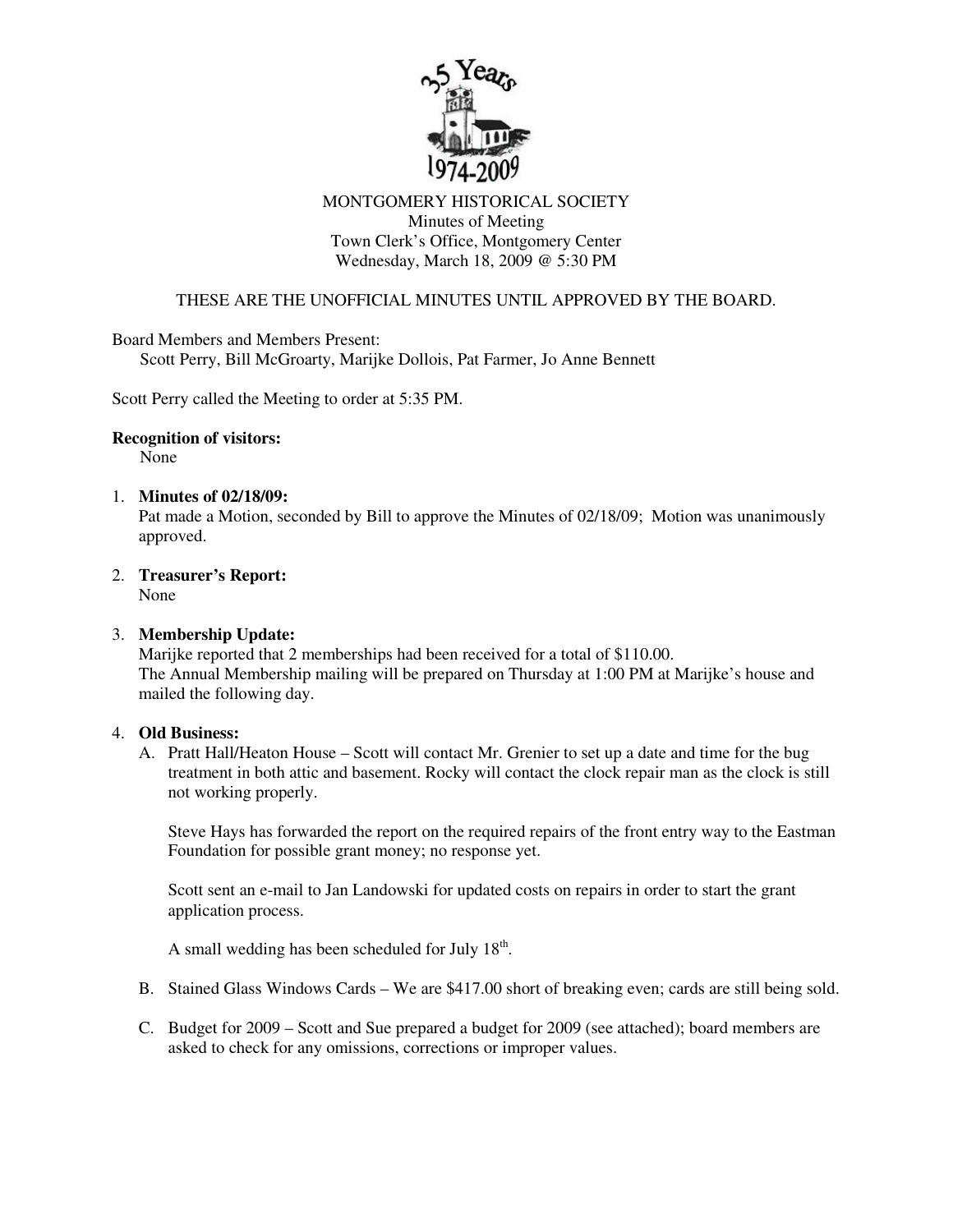MONTGOMERY HISTORICAL SOCIETY
Minutes of Meeting
Town Clerk's Office, Montgomery Center
Wednesday, March 18, 2009 @ 5:30 PM

THESE ARE THE UNOFFICIAL MINUTES UNTIL APPROVED BY THE BOARD.

Board Members and Members Present:
Scott Perry, Bill McGroarty, Marijke Dollois, Pat Farmer, Jo Anne Bennett

Scott Perry called the Meeting to order at 5:35 PM.

**Recognition of visitors:**
None

1. **Minutes of 02/18/09:**
   Pat made a Motion, seconded by Bill to approve the Minutes of 02/18/09; Motion was unanimously approved.

2. **Treasurer's Report:**
   None

3. **Membership Update:**
   Marijke reported that 2 memberships had been received for a total of $110.00.
   The Annual Membership mailing will be prepared on Thursday at 1:00 PM at Marijke's house and mailed the following day.

4. **Old Business:**
   A. Pratt Hall/Heaton House – Scott will contact Mr. Grenier to set up a date and time for the bug treatment in both attic and basement. Rocky will contact the clock repair man as the clock is still not working properly.

      Steve Hays has forwarded the report on the required repairs of the front entry way to the Eastman Foundation for possible grant money; no response yet.

      Scott sent an e-mail to Jan Landowski for updated costs on repairs in order to start the grant application process.

      A small wedding has been scheduled for July 18th.

   B. Stained Glass Windows Cards – We are $417.00 short of breaking even; cards are still being sold.

   C. Budget for 2009 – Scott and Sue prepared a budget for 2009 (see attached); board members are asked to check for any omissions, corrections or improper values.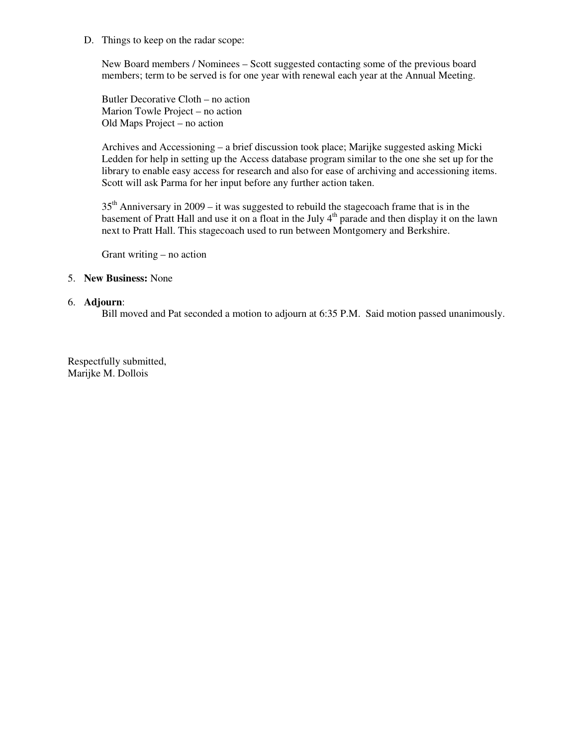D. Things to keep on the radar scope:

   New Board members / Nominees – Scott suggested contacting some of the previous board members; term to be served is for one year with renewal each year at the Annual Meeting.

   Butler Decorative Cloth – no action
   Marion Towle Project – no action
   Old Maps Project – no action

   Archives and Accessioning – a brief discussion took place; Marijke suggested asking Micki Ledden for help in setting up the Access database program similar to the one she set up for the library to enable easy access for research and also for ease of archiving and accessioning items. Scott will ask Parma for her input before any further action taken.

   35th Anniversary in 2009 – it was suggested to rebuild the stagecoach frame that is in the basement of Pratt Hall and use it on a float in the July 4th parade and then display it on the lawn next to Pratt Hall. This stagecoach used to run between Montgomery and Berkshire.

   Grant writing – no action

5. **New Business:** None

6. **Adjourn**:
   Bill moved and Pat seconded a motion to adjourn at 6:35 P.M. Said motion passed unanimously.

Respectfully submitted,
Marijke M. Dollois